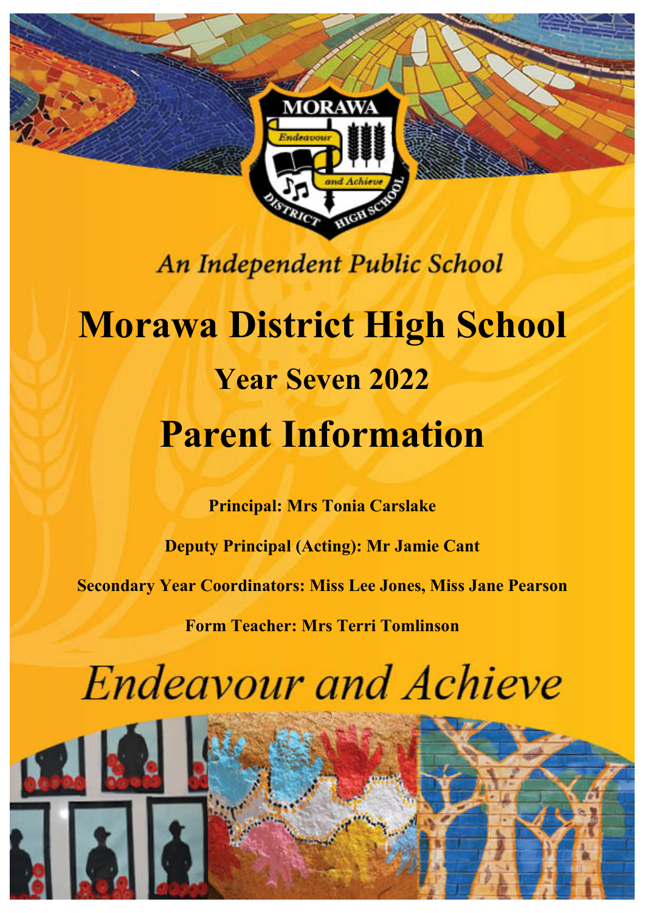*An Independent Public School*

# Morawa District High School

## Year Seven 2022

# Parent Information

**Principal: Mrs Tonia Carslake**

**Deputy Principal (Acting): Mr Jamie Cant**

**Secondary Year Coordinators: Miss Lee Jones, Miss Jane Pearson**

**Form Teacher: Mrs Terri Tomlinson**

*Endeavour and Achieve*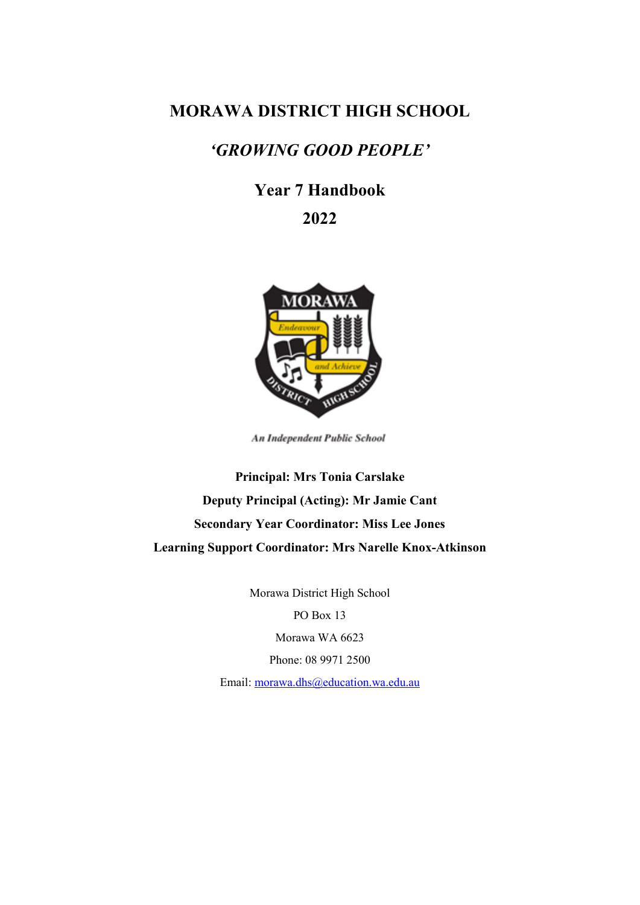# MORAWA DISTRICT HIGH SCHOOL

## *'GROWING GOOD PEOPLE'*

## Year 7 Handbook

## 2022

MORAWA

*Endeavour and Achieve*

DISTRICT HIGH SCHOOL

*An Independent Public School*

**Principal: Mrs Tonia Carslake**

**Deputy Principal (Acting): Mr Jamie Cant**

**Secondary Year Coordinator: Miss Lee Jones**

**Learning Support Coordinator: Mrs Narelle Knox-Atkinson**

Morawa District High School

PO Box 13

Morawa WA 6623

Phone: 08 9971 2500

Email: [morawa.dhs@education.wa.edu.au](mailto:morawa.dhs@education.wa.edu.au)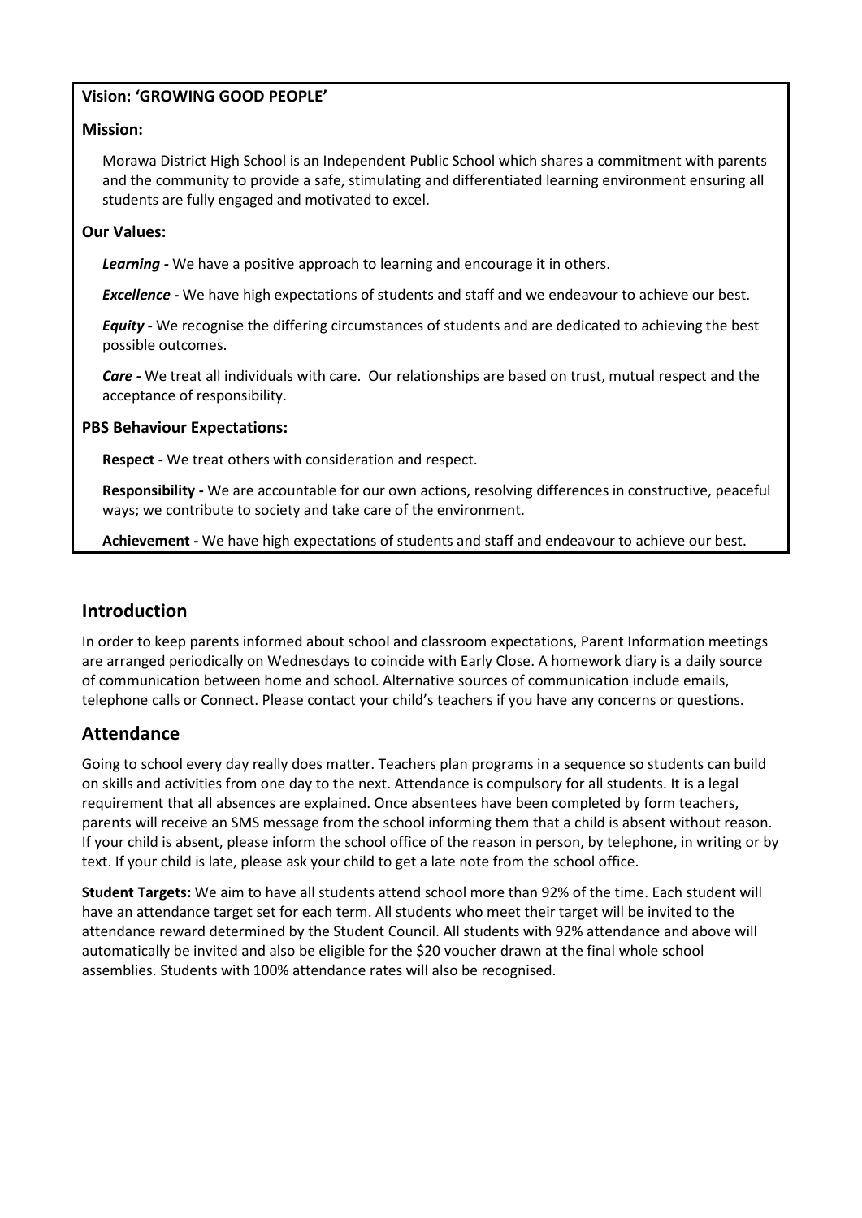**Vision: 'GROWING GOOD PEOPLE'**

**Mission:**

Morawa District High School is an Independent Public School which shares a commitment with parents and the community to provide a safe, stimulating and differentiated learning environment ensuring all students are fully engaged and motivated to excel.

**Our Values:**

***Learning -*** We have a positive approach to learning and encourage it in others.

***Excellence -*** We have high expectations of students and staff and we endeavour to achieve our best.

***Equity -*** We recognise the differing circumstances of students and are dedicated to achieving the best possible outcomes.

***Care -*** We treat all individuals with care. Our relationships are based on trust, mutual respect and the acceptance of responsibility.

**PBS Behaviour Expectations:**

**Respect -** We treat others with consideration and respect.

**Responsibility -** We are accountable for our own actions, resolving differences in constructive, peaceful ways; we contribute to society and take care of the environment.

**Achievement -** We have high expectations of students and staff and endeavour to achieve our best.

## Introduction

In order to keep parents informed about school and classroom expectations, Parent Information meetings are arranged periodically on Wednesdays to coincide with Early Close. A homework diary is a daily source of communication between home and school. Alternative sources of communication include emails, telephone calls or Connect. Please contact your child's teachers if you have any concerns or questions.

## Attendance

Going to school every day really does matter. Teachers plan programs in a sequence so students can build on skills and activities from one day to the next. Attendance is compulsory for all students. It is a legal requirement that all absences are explained. Once absentees have been completed by form teachers, parents will receive an SMS message from the school informing them that a child is absent without reason. If your child is absent, please inform the school office of the reason in person, by telephone, in writing or by text. If your child is late, please ask your child to get a late note from the school office.

**Student Targets:** We aim to have all students attend school more than 92% of the time. Each student will have an attendance target set for each term. All students who meet their target will be invited to the attendance reward determined by the Student Council. All students with 92% attendance and above will automatically be invited and also be eligible for the $20 voucher drawn at the final whole school assemblies. Students with 100% attendance rates will also be recognised.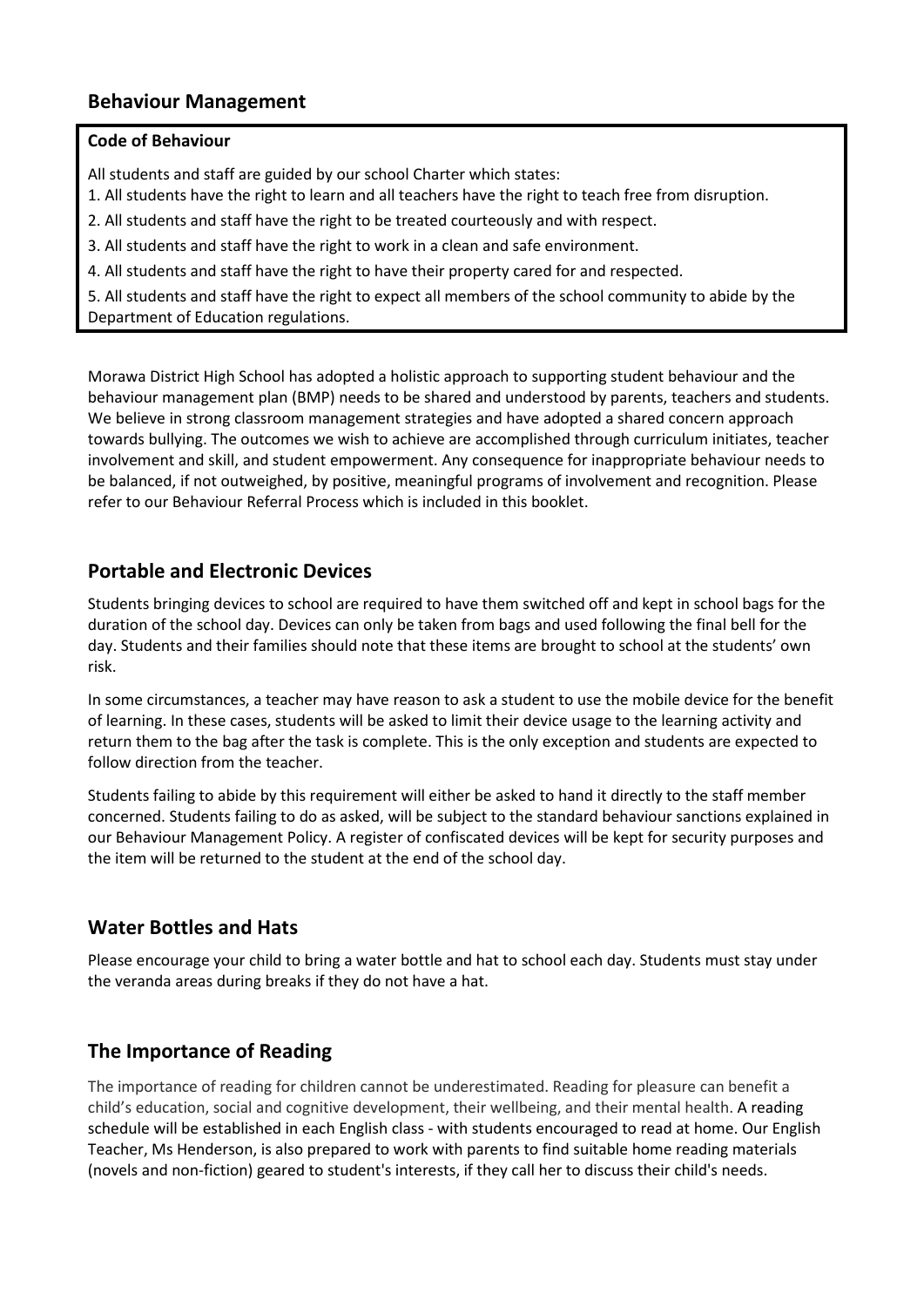## Behaviour Management

**Code of Behaviour**

All students and staff are guided by our school Charter which states:

1. All students have the right to learn and all teachers have the right to teach free from disruption.
2. All students and staff have the right to be treated courteously and with respect.
3. All students and staff have the right to work in a clean and safe environment.
4. All students and staff have the right to have their property cared for and respected.
5. All students and staff have the right to expect all members of the school community to abide by the Department of Education regulations.

Morawa District High School has adopted a holistic approach to supporting student behaviour and the behaviour management plan (BMP) needs to be shared and understood by parents, teachers and students. We believe in strong classroom management strategies and have adopted a shared concern approach towards bullying. The outcomes we wish to achieve are accomplished through curriculum initiates, teacher involvement and skill, and student empowerment. Any consequence for inappropriate behaviour needs to be balanced, if not outweighed, by positive, meaningful programs of involvement and recognition. Please refer to our Behaviour Referral Process which is included in this booklet.

## Portable and Electronic Devices

Students bringing devices to school are required to have them switched off and kept in school bags for the duration of the school day. Devices can only be taken from bags and used following the final bell for the day. Students and their families should note that these items are brought to school at the students' own risk.

In some circumstances, a teacher may have reason to ask a student to use the mobile device for the benefit of learning. In these cases, students will be asked to limit their device usage to the learning activity and return them to the bag after the task is complete. This is the only exception and students are expected to follow direction from the teacher.

Students failing to abide by this requirement will either be asked to hand it directly to the staff member concerned. Students failing to do as asked, will be subject to the standard behaviour sanctions explained in our Behaviour Management Policy. A register of confiscated devices will be kept for security purposes and the item will be returned to the student at the end of the school day.

## Water Bottles and Hats

Please encourage your child to bring a water bottle and hat to school each day. Students must stay under the veranda areas during breaks if they do not have a hat.

## The Importance of Reading

The importance of reading for children cannot be underestimated. Reading for pleasure can benefit a child's education, social and cognitive development, their wellbeing, and their mental health. A reading schedule will be established in each English class - with students encouraged to read at home. Our English Teacher, Ms Henderson, is also prepared to work with parents to find suitable home reading materials (novels and non-fiction) geared to student's interests, if they call her to discuss their child's needs.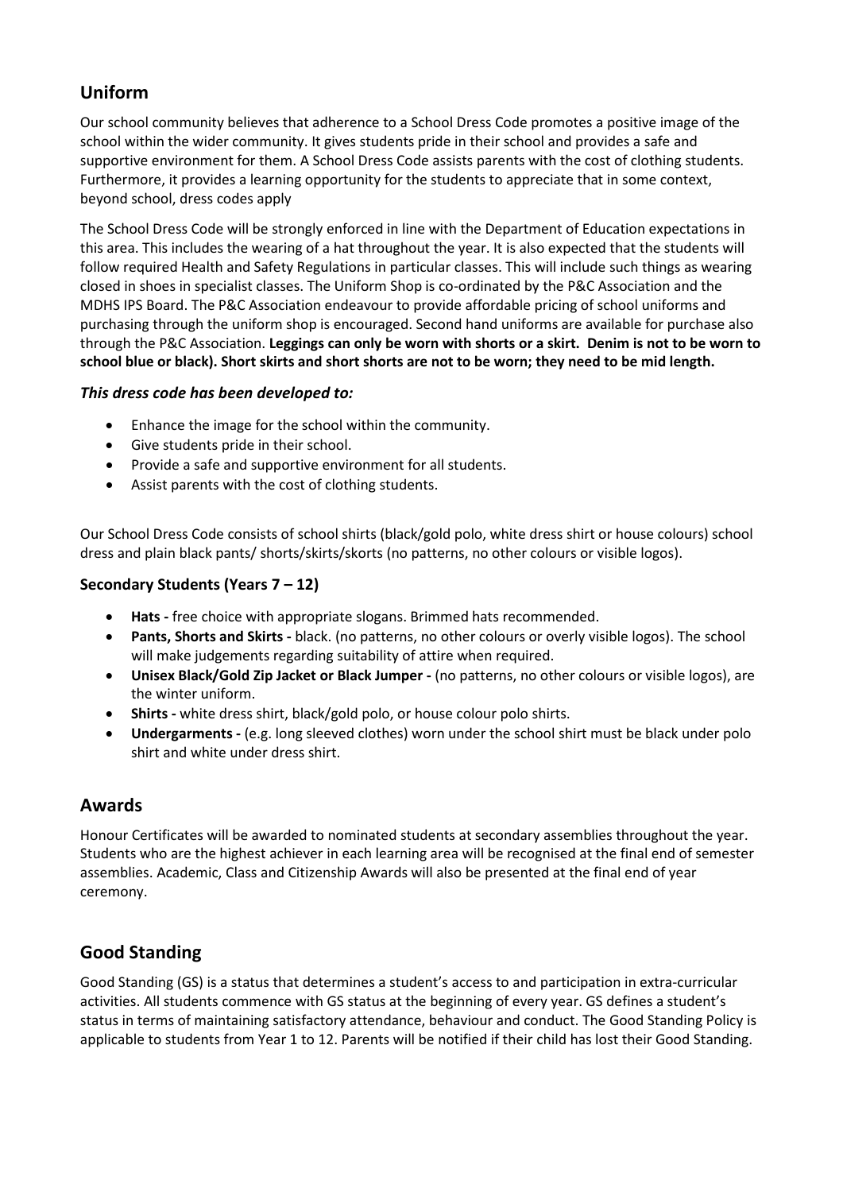## Uniform

Our school community believes that adherence to a School Dress Code promotes a positive image of the school within the wider community. It gives students pride in their school and provides a safe and supportive environment for them. A School Dress Code assists parents with the cost of clothing students. Furthermore, it provides a learning opportunity for the students to appreciate that in some context, beyond school, dress codes apply

The School Dress Code will be strongly enforced in line with the Department of Education expectations in this area. This includes the wearing of a hat throughout the year. It is also expected that the students will follow required Health and Safety Regulations in particular classes. This will include such things as wearing closed in shoes in specialist classes. The Uniform Shop is co-ordinated by the P&C Association and the MDHS IPS Board. The P&C Association endeavour to provide affordable pricing of school uniforms and purchasing through the uniform shop is encouraged. Second hand uniforms are available for purchase also through the P&C Association. **Leggings can only be worn with shorts or a skirt. Denim is not to be worn to school blue or black). Short skirts and short shorts are not to be worn; they need to be mid length.**

### *This dress code has been developed to:*

- Enhance the image for the school within the community.
- Give students pride in their school.
- Provide a safe and supportive environment for all students.
- Assist parents with the cost of clothing students.

Our School Dress Code consists of school shirts (black/gold polo, white dress shirt or house colours) school dress and plain black pants/ shorts/skirts/skorts (no patterns, no other colours or visible logos).

### Secondary Students (Years 7 – 12)

- **Hats -** free choice with appropriate slogans. Brimmed hats recommended.
- **Pants, Shorts and Skirts -** black. (no patterns, no other colours or overly visible logos). The school will make judgements regarding suitability of attire when required.
- **Unisex Black/Gold Zip Jacket or Black Jumper -** (no patterns, no other colours or visible logos), are the winter uniform.
- **Shirts -** white dress shirt, black/gold polo, or house colour polo shirts.
- **Undergarments -** (e.g. long sleeved clothes) worn under the school shirt must be black under polo shirt and white under dress shirt.

## Awards

Honour Certificates will be awarded to nominated students at secondary assemblies throughout the year. Students who are the highest achiever in each learning area will be recognised at the final end of semester assemblies. Academic, Class and Citizenship Awards will also be presented at the final end of year ceremony.

## Good Standing

Good Standing (GS) is a status that determines a student's access to and participation in extra-curricular activities. All students commence with GS status at the beginning of every year. GS defines a student's status in terms of maintaining satisfactory attendance, behaviour and conduct. The Good Standing Policy is applicable to students from Year 1 to 12. Parents will be notified if their child has lost their Good Standing.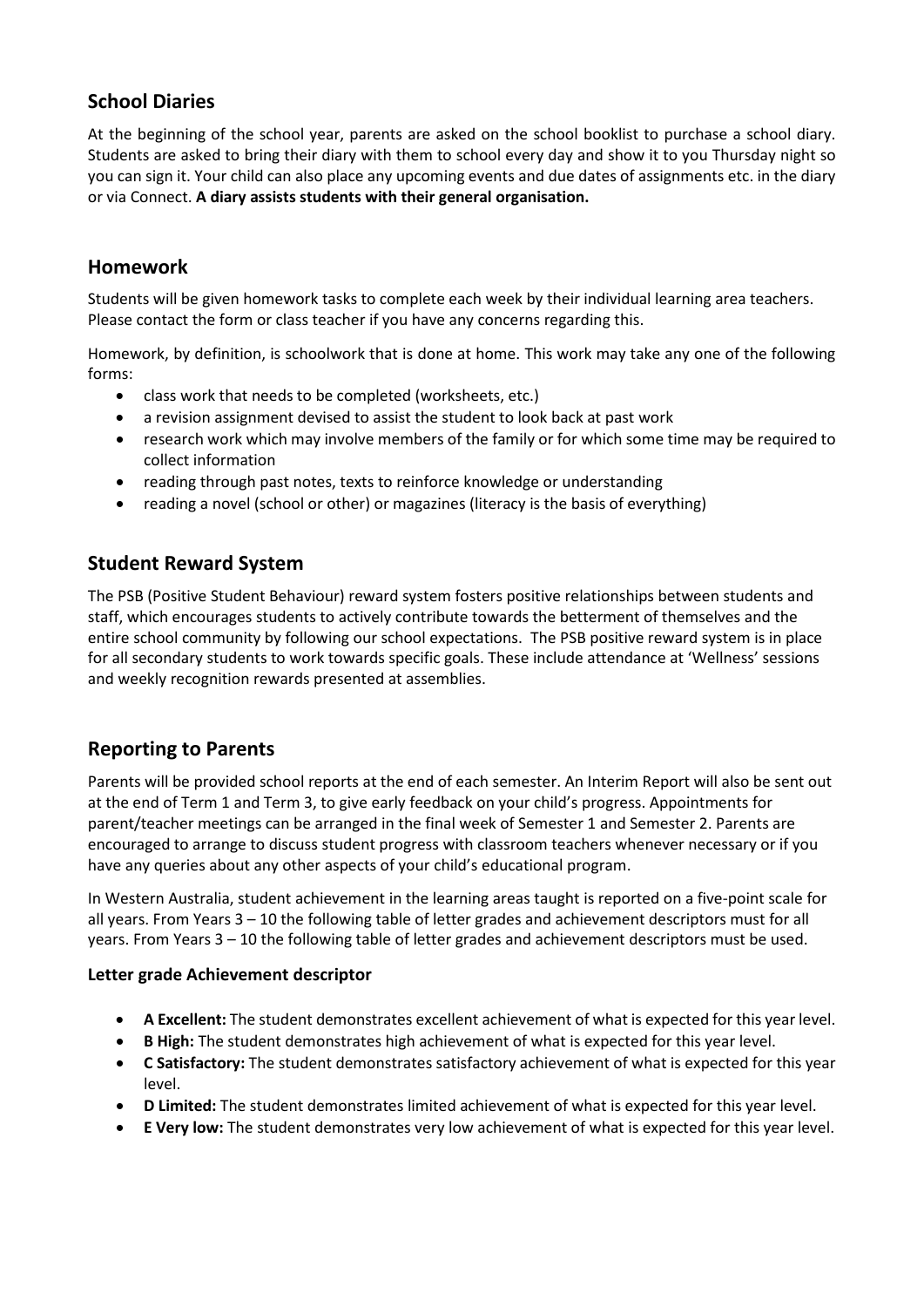## School Diaries

At the beginning of the school year, parents are asked on the school booklist to purchase a school diary. Students are asked to bring their diary with them to school every day and show it to you Thursday night so you can sign it. Your child can also place any upcoming events and due dates of assignments etc. in the diary or via Connect. **A diary assists students with their general organisation.**

## Homework

Students will be given homework tasks to complete each week by their individual learning area teachers. Please contact the form or class teacher if you have any concerns regarding this.

Homework, by definition, is schoolwork that is done at home. This work may take any one of the following forms:

- class work that needs to be completed (worksheets, etc.)
- a revision assignment devised to assist the student to look back at past work
- research work which may involve members of the family or for which some time may be required to collect information
- reading through past notes, texts to reinforce knowledge or understanding
- reading a novel (school or other) or magazines (literacy is the basis of everything)

## Student Reward System

The PSB (Positive Student Behaviour) reward system fosters positive relationships between students and staff, which encourages students to actively contribute towards the betterment of themselves and the entire school community by following our school expectations. The PSB positive reward system is in place for all secondary students to work towards specific goals. These include attendance at 'Wellness' sessions and weekly recognition rewards presented at assemblies.

## Reporting to Parents

Parents will be provided school reports at the end of each semester. An Interim Report will also be sent out at the end of Term 1 and Term 3, to give early feedback on your child's progress. Appointments for parent/teacher meetings can be arranged in the final week of Semester 1 and Semester 2. Parents are encouraged to arrange to discuss student progress with classroom teachers whenever necessary or if you have any queries about any other aspects of your child's educational program.

In Western Australia, student achievement in the learning areas taught is reported on a five-point scale for all years. From Years 3 – 10 the following table of letter grades and achievement descriptors must for all years. From Years 3 – 10 the following table of letter grades and achievement descriptors must be used.

**Letter grade Achievement descriptor**

- **A Excellent:** The student demonstrates excellent achievement of what is expected for this year level.
- **B High:** The student demonstrates high achievement of what is expected for this year level.
- **C Satisfactory:** The student demonstrates satisfactory achievement of what is expected for this year level.
- **D Limited:** The student demonstrates limited achievement of what is expected for this year level.
- **E Very low:** The student demonstrates very low achievement of what is expected for this year level.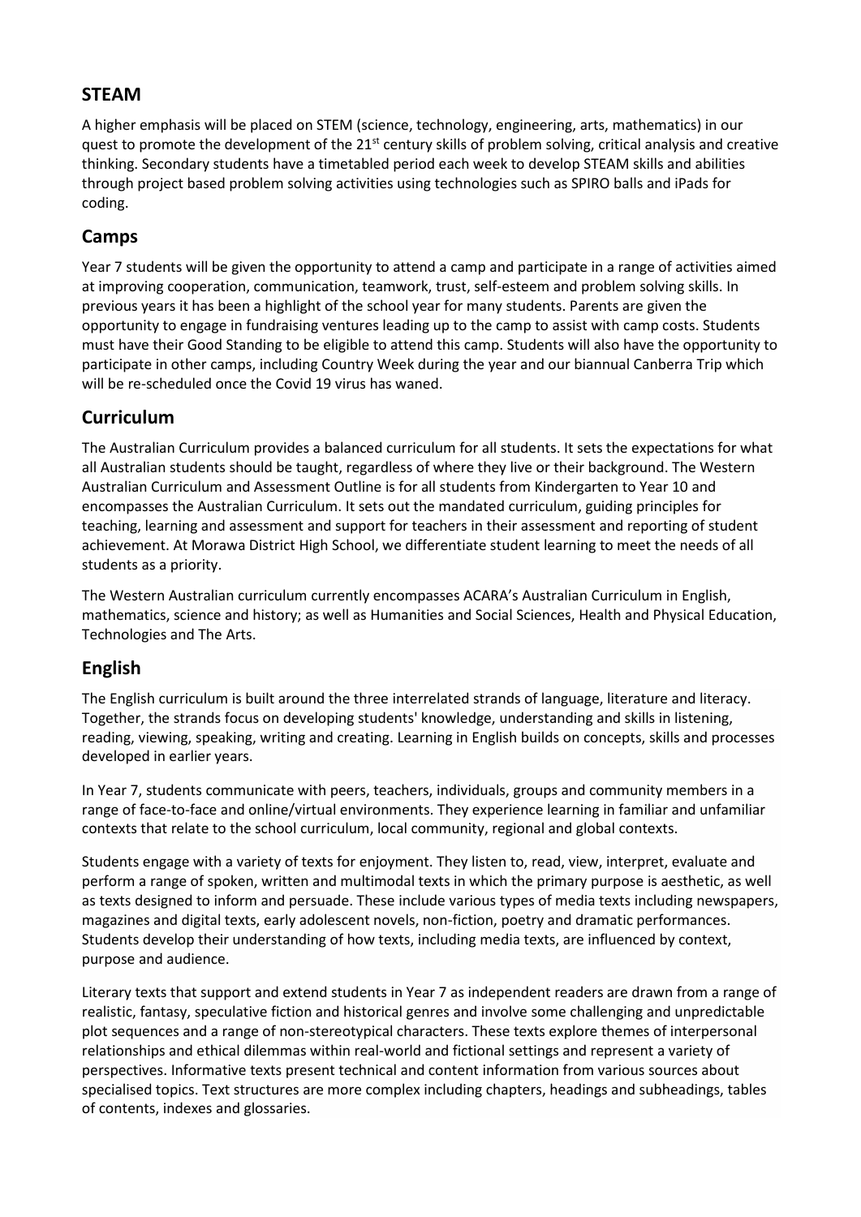## STEAM

A higher emphasis will be placed on STEM (science, technology, engineering, arts, mathematics) in our quest to promote the development of the 21st century skills of problem solving, critical analysis and creative thinking. Secondary students have a timetabled period each week to develop STEAM skills and abilities through project based problem solving activities using technologies such as SPIRO balls and iPads for coding.

## Camps

Year 7 students will be given the opportunity to attend a camp and participate in a range of activities aimed at improving cooperation, communication, teamwork, trust, self-esteem and problem solving skills. In previous years it has been a highlight of the school year for many students. Parents are given the opportunity to engage in fundraising ventures leading up to the camp to assist with camp costs. Students must have their Good Standing to be eligible to attend this camp. Students will also have the opportunity to participate in other camps, including Country Week during the year and our biannual Canberra Trip which will be re-scheduled once the Covid 19 virus has waned.

## Curriculum

The Australian Curriculum provides a balanced curriculum for all students. It sets the expectations for what all Australian students should be taught, regardless of where they live or their background. The Western Australian Curriculum and Assessment Outline is for all students from Kindergarten to Year 10 and encompasses the Australian Curriculum. It sets out the mandated curriculum, guiding principles for teaching, learning and assessment and support for teachers in their assessment and reporting of student achievement. At Morawa District High School, we differentiate student learning to meet the needs of all students as a priority.

The Western Australian curriculum currently encompasses ACARA's Australian Curriculum in English, mathematics, science and history; as well as Humanities and Social Sciences, Health and Physical Education, Technologies and The Arts.

## English

The English curriculum is built around the three interrelated strands of language, literature and literacy. Together, the strands focus on developing students' knowledge, understanding and skills in listening, reading, viewing, speaking, writing and creating. Learning in English builds on concepts, skills and processes developed in earlier years.

In Year 7, students communicate with peers, teachers, individuals, groups and community members in a range of face-to-face and online/virtual environments. They experience learning in familiar and unfamiliar contexts that relate to the school curriculum, local community, regional and global contexts.

Students engage with a variety of texts for enjoyment. They listen to, read, view, interpret, evaluate and perform a range of spoken, written and multimodal texts in which the primary purpose is aesthetic, as well as texts designed to inform and persuade. These include various types of media texts including newspapers, magazines and digital texts, early adolescent novels, non-fiction, poetry and dramatic performances. Students develop their understanding of how texts, including media texts, are influenced by context, purpose and audience.

Literary texts that support and extend students in Year 7 as independent readers are drawn from a range of realistic, fantasy, speculative fiction and historical genres and involve some challenging and unpredictable plot sequences and a range of non-stereotypical characters. These texts explore themes of interpersonal relationships and ethical dilemmas within real-world and fictional settings and represent a variety of perspectives. Informative texts present technical and content information from various sources about specialised topics. Text structures are more complex including chapters, headings and subheadings, tables of contents, indexes and glossaries.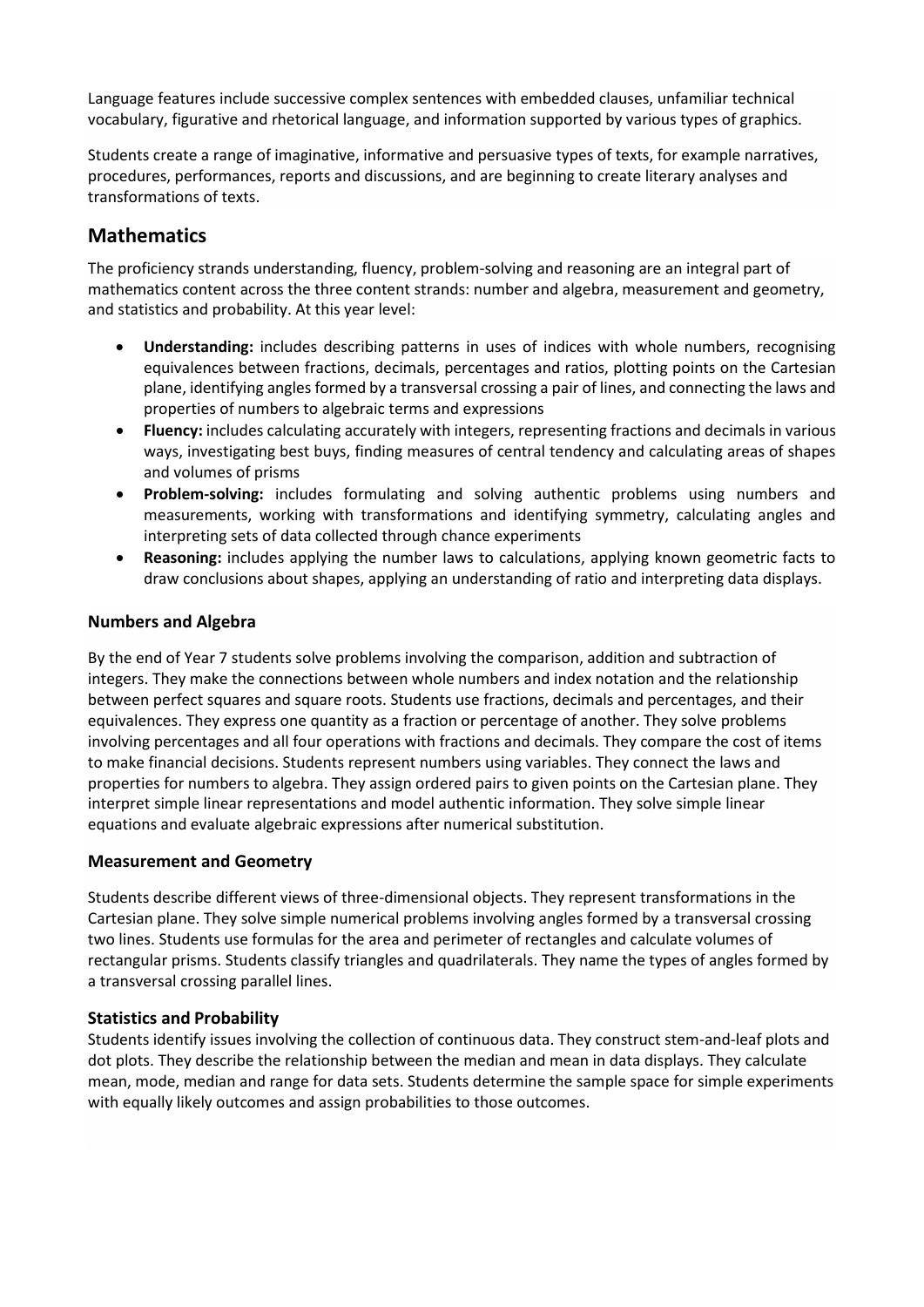Language features include successive complex sentences with embedded clauses, unfamiliar technical vocabulary, figurative and rhetorical language, and information supported by various types of graphics.

Students create a range of imaginative, informative and persuasive types of texts, for example narratives, procedures, performances, reports and discussions, and are beginning to create literary analyses and transformations of texts.

## Mathematics

The proficiency strands understanding, fluency, problem-solving and reasoning are an integral part of mathematics content across the three content strands: number and algebra, measurement and geometry, and statistics and probability. At this year level:

- **Understanding:** includes describing patterns in uses of indices with whole numbers, recognising equivalences between fractions, decimals, percentages and ratios, plotting points on the Cartesian plane, identifying angles formed by a transversal crossing a pair of lines, and connecting the laws and properties of numbers to algebraic terms and expressions
- **Fluency:** includes calculating accurately with integers, representing fractions and decimals in various ways, investigating best buys, finding measures of central tendency and calculating areas of shapes and volumes of prisms
- **Problem-solving:** includes formulating and solving authentic problems using numbers and measurements, working with transformations and identifying symmetry, calculating angles and interpreting sets of data collected through chance experiments
- **Reasoning:** includes applying the number laws to calculations, applying known geometric facts to draw conclusions about shapes, applying an understanding of ratio and interpreting data displays.

### Numbers and Algebra

By the end of Year 7 students solve problems involving the comparison, addition and subtraction of integers. They make the connections between whole numbers and index notation and the relationship between perfect squares and square roots. Students use fractions, decimals and percentages, and their equivalences. They express one quantity as a fraction or percentage of another. They solve problems involving percentages and all four operations with fractions and decimals. They compare the cost of items to make financial decisions. Students represent numbers using variables. They connect the laws and properties for numbers to algebra. They assign ordered pairs to given points on the Cartesian plane. They interpret simple linear representations and model authentic information. They solve simple linear equations and evaluate algebraic expressions after numerical substitution.

### Measurement and Geometry

Students describe different views of three-dimensional objects. They represent transformations in the Cartesian plane. They solve simple numerical problems involving angles formed by a transversal crossing two lines. Students use formulas for the area and perimeter of rectangles and calculate volumes of rectangular prisms. Students classify triangles and quadrilaterals. They name the types of angles formed by a transversal crossing parallel lines.

### Statistics and Probability

Students identify issues involving the collection of continuous data. They construct stem-and-leaf plots and dot plots. They describe the relationship between the median and mean in data displays. They calculate mean, mode, median and range for data sets. Students determine the sample space for simple experiments with equally likely outcomes and assign probabilities to those outcomes.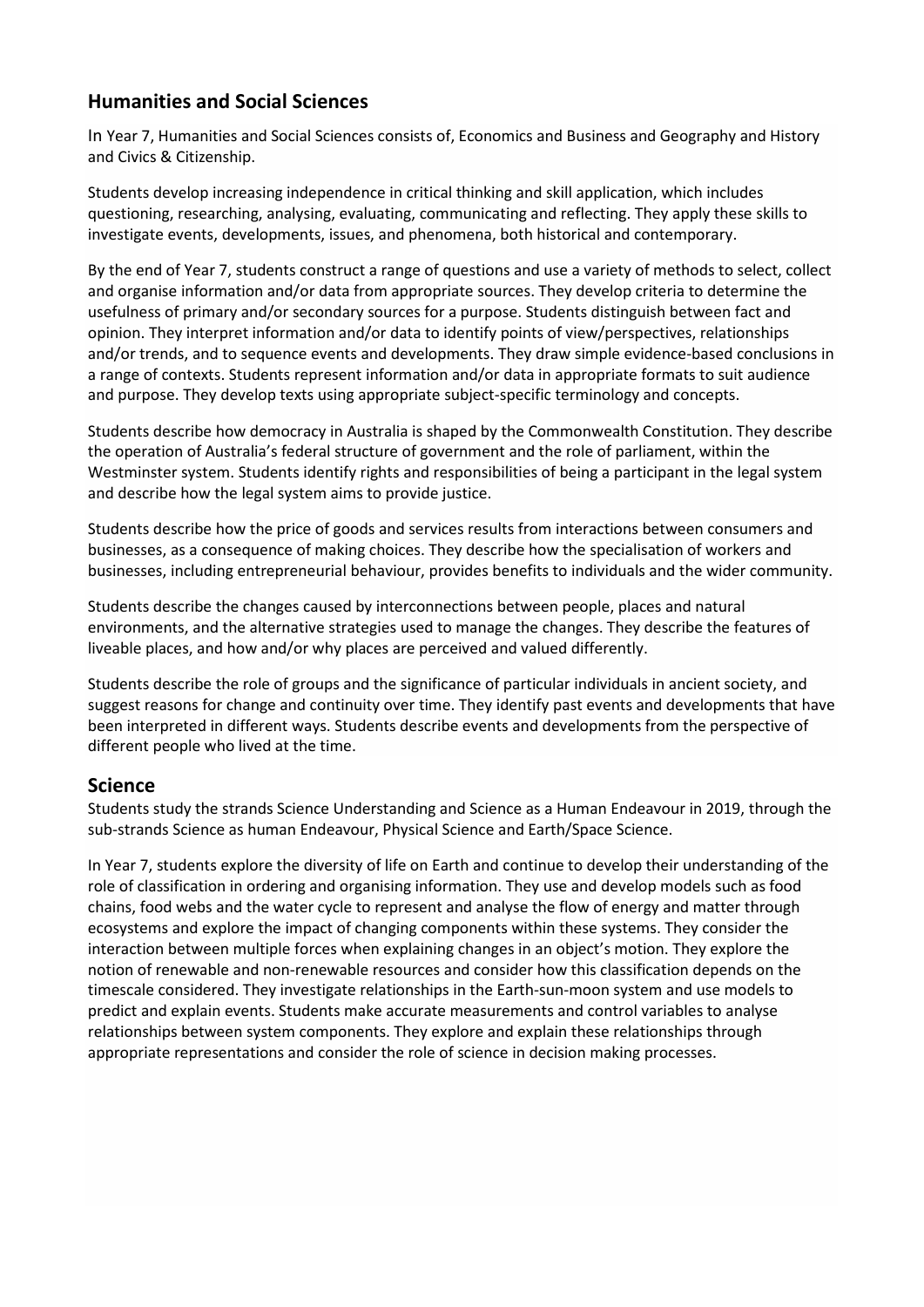## Humanities and Social Sciences

In Year 7, Humanities and Social Sciences consists of, Economics and Business and Geography and History and Civics & Citizenship.

Students develop increasing independence in critical thinking and skill application, which includes questioning, researching, analysing, evaluating, communicating and reflecting. They apply these skills to investigate events, developments, issues, and phenomena, both historical and contemporary.

By the end of Year 7, students construct a range of questions and use a variety of methods to select, collect and organise information and/or data from appropriate sources. They develop criteria to determine the usefulness of primary and/or secondary sources for a purpose. Students distinguish between fact and opinion. They interpret information and/or data to identify points of view/perspectives, relationships and/or trends, and to sequence events and developments. They draw simple evidence-based conclusions in a range of contexts. Students represent information and/or data in appropriate formats to suit audience and purpose. They develop texts using appropriate subject-specific terminology and concepts.

Students describe how democracy in Australia is shaped by the Commonwealth Constitution. They describe the operation of Australia's federal structure of government and the role of parliament, within the Westminster system. Students identify rights and responsibilities of being a participant in the legal system and describe how the legal system aims to provide justice.

Students describe how the price of goods and services results from interactions between consumers and businesses, as a consequence of making choices. They describe how the specialisation of workers and businesses, including entrepreneurial behaviour, provides benefits to individuals and the wider community.

Students describe the changes caused by interconnections between people, places and natural environments, and the alternative strategies used to manage the changes. They describe the features of liveable places, and how and/or why places are perceived and valued differently.

Students describe the role of groups and the significance of particular individuals in ancient society, and suggest reasons for change and continuity over time. They identify past events and developments that have been interpreted in different ways. Students describe events and developments from the perspective of different people who lived at the time.

## Science

Students study the strands Science Understanding and Science as a Human Endeavour in 2019, through the sub-strands Science as human Endeavour, Physical Science and Earth/Space Science.

In Year 7, students explore the diversity of life on Earth and continue to develop their understanding of the role of classification in ordering and organising information. They use and develop models such as food chains, food webs and the water cycle to represent and analyse the flow of energy and matter through ecosystems and explore the impact of changing components within these systems. They consider the interaction between multiple forces when explaining changes in an object's motion. They explore the notion of renewable and non-renewable resources and consider how this classification depends on the timescale considered. They investigate relationships in the Earth-sun-moon system and use models to predict and explain events. Students make accurate measurements and control variables to analyse relationships between system components. They explore and explain these relationships through appropriate representations and consider the role of science in decision making processes.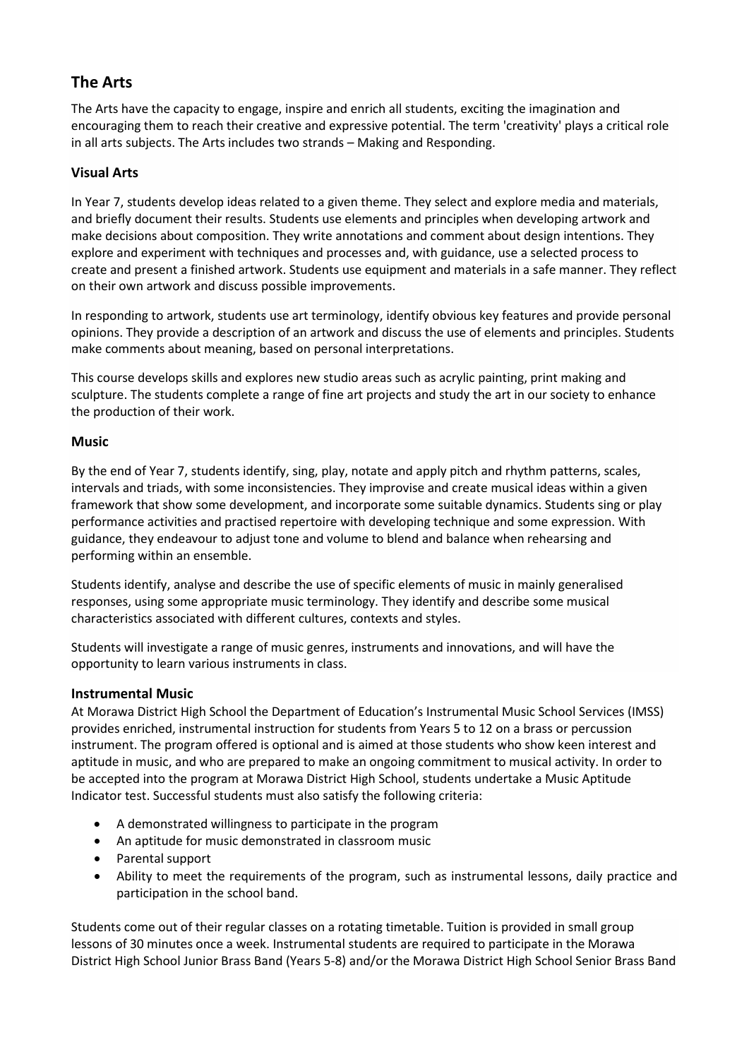# The Arts

The Arts have the capacity to engage, inspire and enrich all students, exciting the imagination and encouraging them to reach their creative and expressive potential. The term 'creativity' plays a critical role in all arts subjects. The Arts includes two strands – Making and Responding.

## Visual Arts

In Year 7, students develop ideas related to a given theme. They select and explore media and materials, and briefly document their results. Students use elements and principles when developing artwork and make decisions about composition. They write annotations and comment about design intentions. They explore and experiment with techniques and processes and, with guidance, use a selected process to create and present a finished artwork. Students use equipment and materials in a safe manner. They reflect on their own artwork and discuss possible improvements.

In responding to artwork, students use art terminology, identify obvious key features and provide personal opinions. They provide a description of an artwork and discuss the use of elements and principles. Students make comments about meaning, based on personal interpretations.

This course develops skills and explores new studio areas such as acrylic painting, print making and sculpture. The students complete a range of fine art projects and study the art in our society to enhance the production of their work.

## Music

By the end of Year 7, students identify, sing, play, notate and apply pitch and rhythm patterns, scales, intervals and triads, with some inconsistencies. They improvise and create musical ideas within a given framework that show some development, and incorporate some suitable dynamics. Students sing or play performance activities and practised repertoire with developing technique and some expression. With guidance, they endeavour to adjust tone and volume to blend and balance when rehearsing and performing within an ensemble.

Students identify, analyse and describe the use of specific elements of music in mainly generalised responses, using some appropriate music terminology. They identify and describe some musical characteristics associated with different cultures, contexts and styles.

Students will investigate a range of music genres, instruments and innovations, and will have the opportunity to learn various instruments in class.

## Instrumental Music

At Morawa District High School the Department of Education's Instrumental Music School Services (IMSS) provides enriched, instrumental instruction for students from Years 5 to 12 on a brass or percussion instrument. The program offered is optional and is aimed at those students who show keen interest and aptitude in music, and who are prepared to make an ongoing commitment to musical activity. In order to be accepted into the program at Morawa District High School, students undertake a Music Aptitude Indicator test. Successful students must also satisfy the following criteria:

- A demonstrated willingness to participate in the program
- An aptitude for music demonstrated in classroom music
- Parental support
- Ability to meet the requirements of the program, such as instrumental lessons, daily practice and participation in the school band.

Students come out of their regular classes on a rotating timetable. Tuition is provided in small group lessons of 30 minutes once a week. Instrumental students are required to participate in the Morawa District High School Junior Brass Band (Years 5-8) and/or the Morawa District High School Senior Brass Band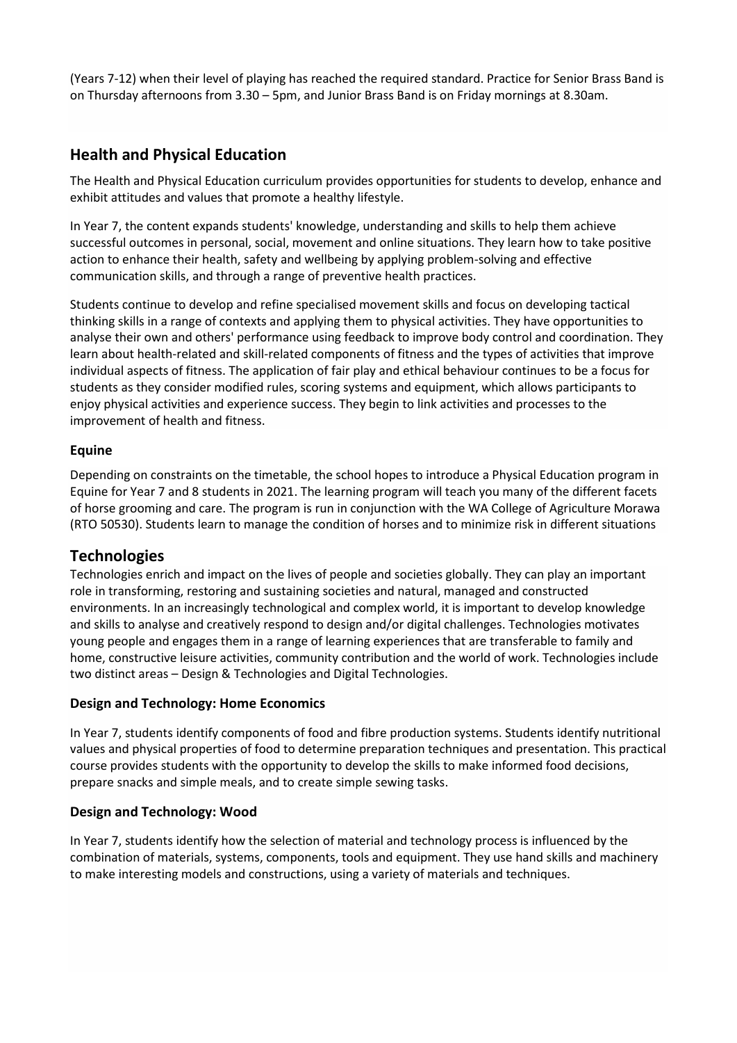(Years 7-12) when their level of playing has reached the required standard. Practice for Senior Brass Band is on Thursday afternoons from 3.30 – 5pm, and Junior Brass Band is on Friday mornings at 8.30am.

## Health and Physical Education

The Health and Physical Education curriculum provides opportunities for students to develop, enhance and exhibit attitudes and values that promote a healthy lifestyle.

In Year 7, the content expands students' knowledge, understanding and skills to help them achieve successful outcomes in personal, social, movement and online situations. They learn how to take positive action to enhance their health, safety and wellbeing by applying problem-solving and effective communication skills, and through a range of preventive health practices.

Students continue to develop and refine specialised movement skills and focus on developing tactical thinking skills in a range of contexts and applying them to physical activities. They have opportunities to analyse their own and others' performance using feedback to improve body control and coordination. They learn about health-related and skill-related components of fitness and the types of activities that improve individual aspects of fitness. The application of fair play and ethical behaviour continues to be a focus for students as they consider modified rules, scoring systems and equipment, which allows participants to enjoy physical activities and experience success. They begin to link activities and processes to the improvement of health and fitness.

### Equine

Depending on constraints on the timetable, the school hopes to introduce a Physical Education program in Equine for Year 7 and 8 students in 2021. The learning program will teach you many of the different facets of horse grooming and care. The program is run in conjunction with the WA College of Agriculture Morawa (RTO 50530). Students learn to manage the condition of horses and to minimize risk in different situations

## Technologies

Technologies enrich and impact on the lives of people and societies globally. They can play an important role in transforming, restoring and sustaining societies and natural, managed and constructed environments. In an increasingly technological and complex world, it is important to develop knowledge and skills to analyse and creatively respond to design and/or digital challenges. Technologies motivates young people and engages them in a range of learning experiences that are transferable to family and home, constructive leisure activities, community contribution and the world of work. Technologies include two distinct areas – Design & Technologies and Digital Technologies.

### Design and Technology: Home Economics

In Year 7, students identify components of food and fibre production systems. Students identify nutritional values and physical properties of food to determine preparation techniques and presentation. This practical course provides students with the opportunity to develop the skills to make informed food decisions, prepare snacks and simple meals, and to create simple sewing tasks.

### Design and Technology: Wood

In Year 7, students identify how the selection of material and technology process is influenced by the combination of materials, systems, components, tools and equipment. They use hand skills and machinery to make interesting models and constructions, using a variety of materials and techniques.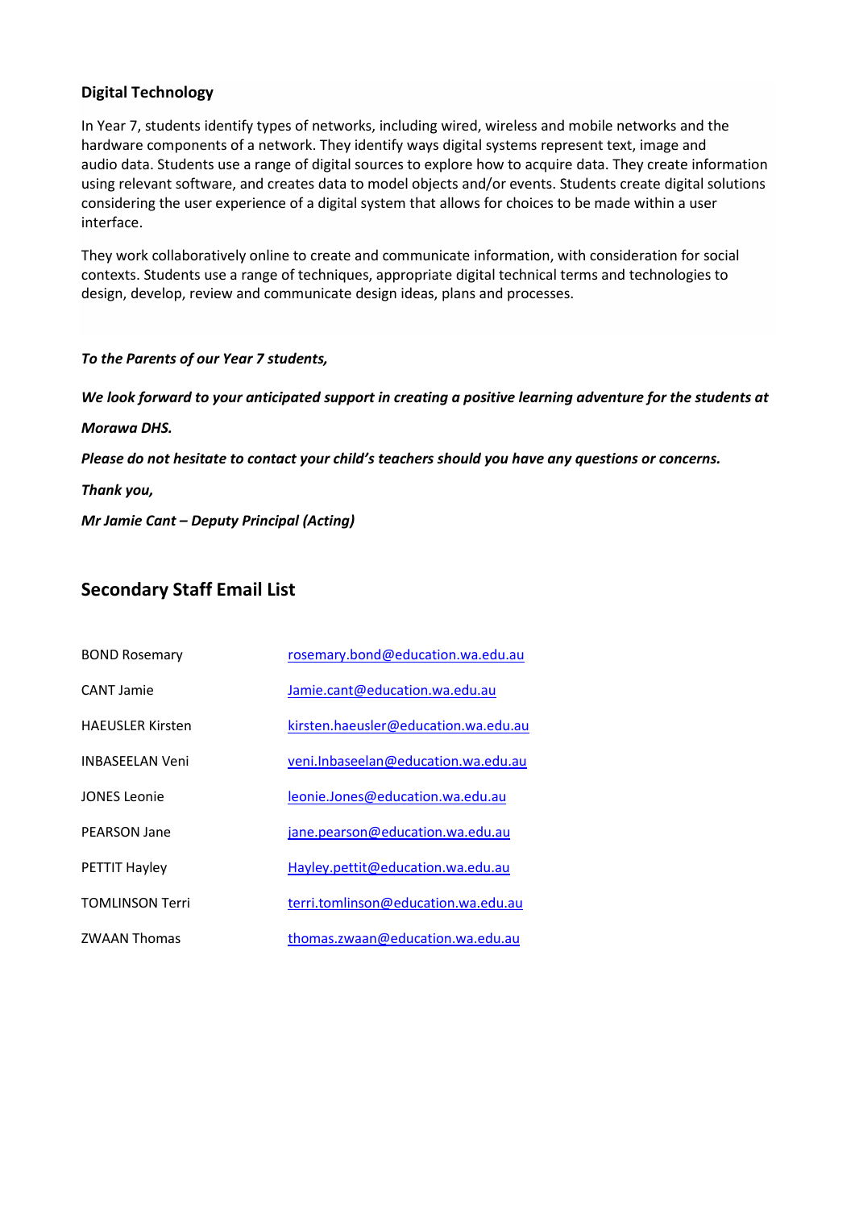### Digital Technology

In Year 7, students identify types of networks, including wired, wireless and mobile networks and the hardware components of a network. They identify ways digital systems represent text, image and audio data. Students use a range of digital sources to explore how to acquire data. They create information using relevant software, and creates data to model objects and/or events. Students create digital solutions considering the user experience of a digital system that allows for choices to be made within a user interface.

They work collaboratively online to create and communicate information, with consideration for social contexts. Students use a range of techniques, appropriate digital technical terms and technologies to design, develop, review and communicate design ideas, plans and processes.

***To the Parents of our Year 7 students,***

***We look forward to your anticipated support in creating a positive learning adventure for the students at Morawa DHS.***

***Please do not hesitate to contact your child's teachers should you have any questions or concerns.***

***Thank you,***

***Mr Jamie Cant – Deputy Principal (Acting)***

## Secondary Staff Email List

| | |
|---|---|
| BOND Rosemary | rosemary.bond@education.wa.edu.au |
| CANT Jamie | Jamie.cant@education.wa.edu.au |
| HAEUSLER Kirsten | kirsten.haeusler@education.wa.edu.au |
| INBASEELAN Veni | veni.Inbaseelan@education.wa.edu.au |
| JONES Leonie | leonie.Jones@education.wa.edu.au |
| PEARSON Jane | jane.pearson@education.wa.edu.au |
| PETTIT Hayley | Hayley.pettit@education.wa.edu.au |
| TOMLINSON Terri | terri.tomlinson@education.wa.edu.au |
| ZWAAN Thomas | thomas.zwaan@education.wa.edu.au |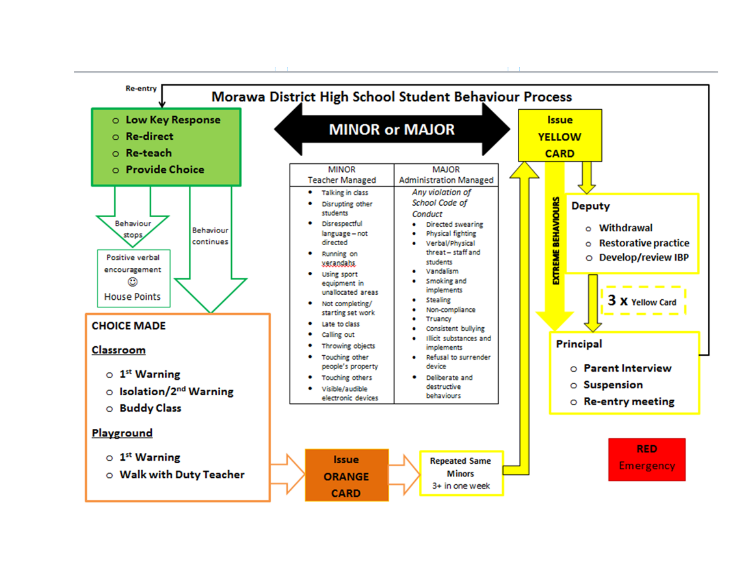# Morawa District High School Student Behaviour Process

Re-entry

- Low Key Response
- Re-direct
- Re-teach
- Provide Choice

Behaviour stops

Positive verbal encouragement ☺ House Points

Behaviour continues

**CHOICE MADE**

**Classroom**

- 1st Warning
- Isolation/2nd Warning
- Buddy Class

**Playground**

- 1st Warning
- Walk with Duty Teacher

**MINOR or MAJOR**

| MINOR Teacher Managed | MAJOR Administration Managed |
|---|---|
| • Talking in class<br>• Disrupting other students<br>• Disrespectful language – not directed<br>• Running on verandahs<br>• Using sport equipment in unallocated areas<br>• Not completing/ starting set work<br>• Late to class<br>• Calling out<br>• Throwing objects<br>• Touching other people's property<br>• Touching others<br>• Visible/audible electronic devices | *Any violation of School Code of Conduct*<br>• Directed swearing<br>• Physical fighting<br>• Verbal/Physical threat – staff and students<br>• Vandalism<br>• Smoking and implements<br>• Stealing<br>• Non-compliance<br>• Truancy<br>• Consistent bullying<br>• Illicit substances and implements<br>• Refusal to surrender device<br>• Deliberate and destructive behaviours |

Issue ORANGE CARD

Repeated Same Minors 3+ in one week

Issue YELLOW CARD

EXTREME BEHAVIOURS

**Deputy**

- Withdrawal
- Restorative practice
- Develop/review IBP

3 x Yellow Card

**Principal**

- Parent Interview
- Suspension
- Re-entry meeting

RED Emergency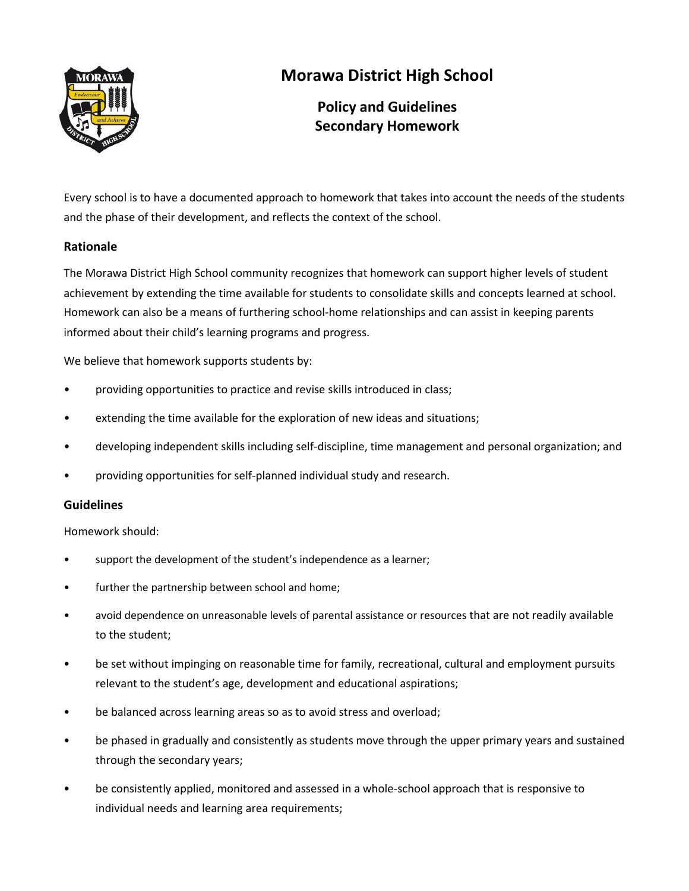# Morawa District High School

## Policy and Guidelines
## Secondary Homework

Every school is to have a documented approach to homework that takes into account the needs of the students and the phase of their development, and reflects the context of the school.

### Rationale

The Morawa District High School community recognizes that homework can support higher levels of student achievement by extending the time available for students to consolidate skills and concepts learned at school. Homework can also be a means of furthering school-home relationships and can assist in keeping parents informed about their child's learning programs and progress.

We believe that homework supports students by:

- providing opportunities to practice and revise skills introduced in class;
- extending the time available for the exploration of new ideas and situations;
- developing independent skills including self-discipline, time management and personal organization; and
- providing opportunities for self-planned individual study and research.

### Guidelines

Homework should:

- support the development of the student's independence as a learner;
- further the partnership between school and home;
- avoid dependence on unreasonable levels of parental assistance or resources that are not readily available to the student;
- be set without impinging on reasonable time for family, recreational, cultural and employment pursuits relevant to the student's age, development and educational aspirations;
- be balanced across learning areas so as to avoid stress and overload;
- be phased in gradually and consistently as students move through the upper primary years and sustained through the secondary years;
- be consistently applied, monitored and assessed in a whole-school approach that is responsive to individual needs and learning area requirements;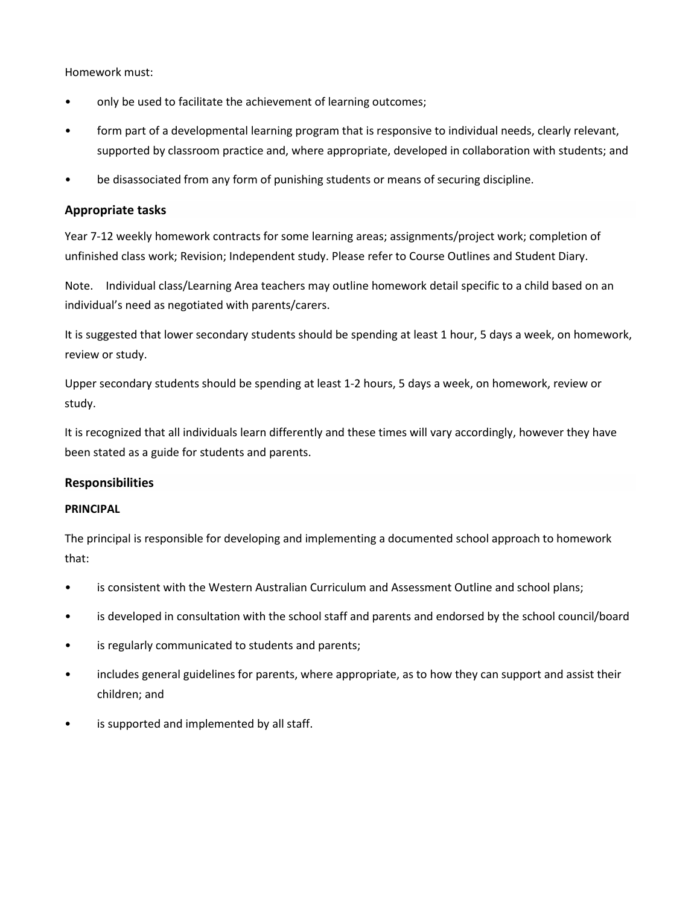Homework must:

- only be used to facilitate the achievement of learning outcomes;
- form part of a developmental learning program that is responsive to individual needs, clearly relevant, supported by classroom practice and, where appropriate, developed in collaboration with students; and
- be disassociated from any form of punishing students or means of securing discipline.

## Appropriate tasks

Year 7-12 weekly homework contracts for some learning areas; assignments/project work; completion of unfinished class work; Revision; Independent study. Please refer to Course Outlines and Student Diary.

Note. Individual class/Learning Area teachers may outline homework detail specific to a child based on an individual's need as negotiated with parents/carers.

It is suggested that lower secondary students should be spending at least 1 hour, 5 days a week, on homework, review or study.

Upper secondary students should be spending at least 1-2 hours, 5 days a week, on homework, review or study.

It is recognized that all individuals learn differently and these times will vary accordingly, however they have been stated as a guide for students and parents.

## Responsibilities

**PRINCIPAL**

The principal is responsible for developing and implementing a documented school approach to homework that:

- is consistent with the Western Australian Curriculum and Assessment Outline and school plans;
- is developed in consultation with the school staff and parents and endorsed by the school council/board
- is regularly communicated to students and parents;
- includes general guidelines for parents, where appropriate, as to how they can support and assist their children; and
- is supported and implemented by all staff.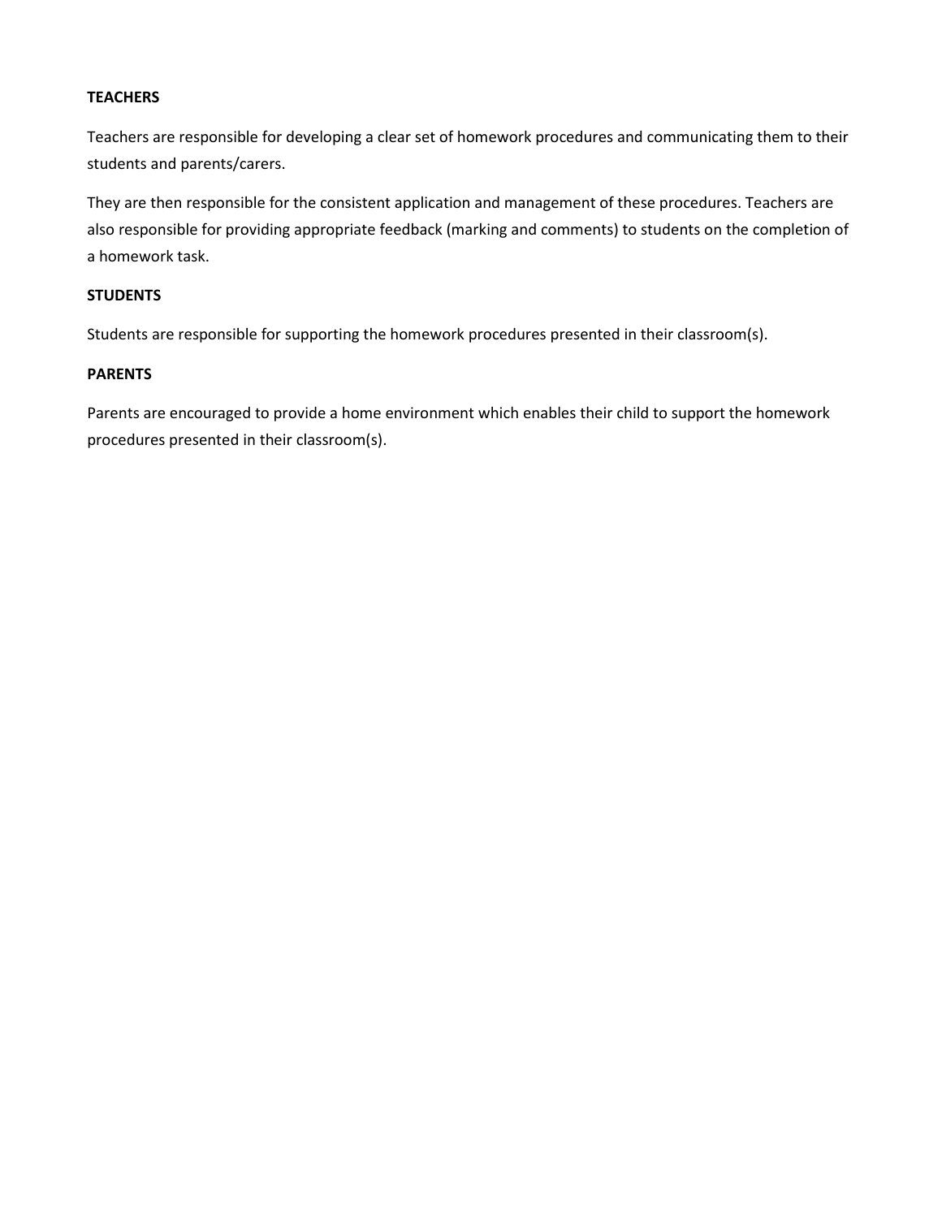**TEACHERS**

Teachers are responsible for developing a clear set of homework procedures and communicating them to their students and parents/carers.

They are then responsible for the consistent application and management of these procedures. Teachers are also responsible for providing appropriate feedback (marking and comments) to students on the completion of a homework task.

**STUDENTS**

Students are responsible for supporting the homework procedures presented in their classroom(s).

**PARENTS**

Parents are encouraged to provide a home environment which enables their child to support the homework procedures presented in their classroom(s).